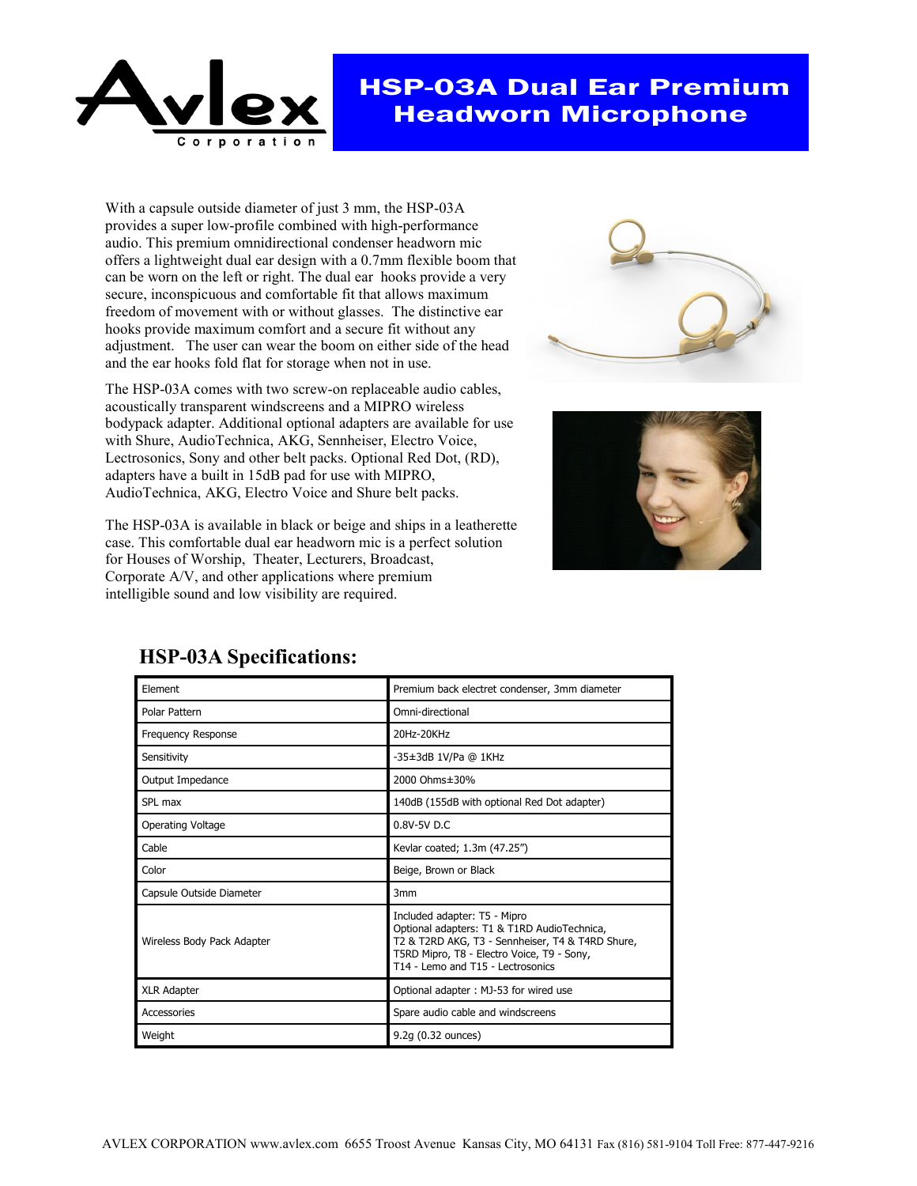# Avlex Corporation

## HSP-03A Dual Ear Premium Headworn Microphone

With a capsule outside diameter of just 3 mm, the HSP-03A provides a super low-profile combined with high-performance audio. This premium omnidirectional condenser headworn mic offers a lightweight dual ear design with a 0.7mm flexible boom that can be worn on the left or right. The dual ear hooks provide a very secure, inconspicuous and comfortable fit that allows maximum freedom of movement with or without glasses. The distinctive ear hooks provide maximum comfort and a secure fit without any adjustment. The user can wear the boom on either side of the head and the ear hooks fold flat for storage when not in use.

The HSP-03A comes with two screw-on replaceable audio cables, acoustically transparent windscreens and a MIPRO wireless bodypack adapter. Additional optional adapters are available for use with Shure, AudioTechnica, AKG, Sennheiser, Electro Voice, Lectrosonics, Sony and other belt packs. Optional Red Dot, (RD), adapters have a built in 15dB pad for use with MIPRO, AudioTechnica, AKG, Electro Voice and Shure belt packs.

The HSP-03A is available in black or beige and ships in a leatherette case. This comfortable dual ear headworn mic is a perfect solution for Houses of Worship, Theater, Lecturers, Broadcast, Corporate A/V, and other applications where premium intelligible sound and low visibility are required.

## HSP-03A Specifications:

| | |
|---|---|
| Element | Premium back electret condenser, 3mm diameter |
| Polar Pattern | Omni-directional |
| Frequency Response | 20Hz-20KHz |
| Sensitivity | -35±3dB 1V/Pa @ 1KHz |
| Output Impedance | 2000 Ohms±30% |
| SPL max | 140dB (155dB with optional Red Dot adapter) |
| Operating Voltage | 0.8V-5V D.C |
| Cable | Kevlar coated; 1.3m (47.25") |
| Color | Beige, Brown or Black |
| Capsule Outside Diameter | 3mm |
| Wireless Body Pack Adapter | Included adapter: T5 - Mipro<br>Optional adapters: T1 & T1RD AudioTechnica, T2 & T2RD AKG, T3 - Sennheiser, T4 & T4RD Shure, T5RD Mipro, T8 - Electro Voice, T9 - Sony, T14 - Lemo and T15 - Lectrosonics |
| XLR Adapter | Optional adapter : MJ-53 for wired use |
| Accessories | Spare audio cable and windscreens |
| Weight | 9.2g (0.32 ounces) |

AVLEX CORPORATION www.avlex.com 6655 Troost Avenue Kansas City, MO 64131 Fax (816) 581-9104 Toll Free: 877-447-9216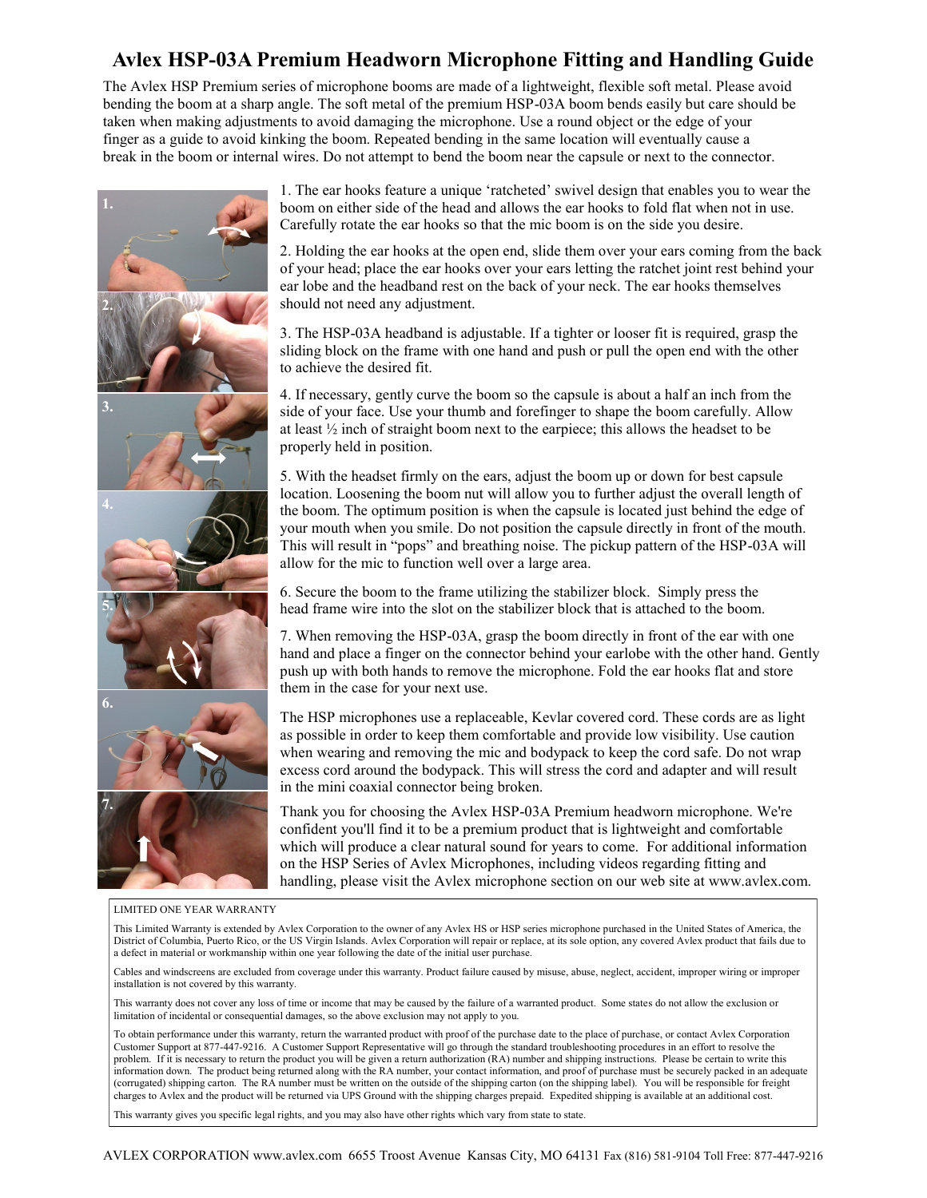# Avlex HSP-03A Premium Headworn Microphone Fitting and Handling Guide

The Avlex HSP Premium series of microphone booms are made of a lightweight, flexible soft metal. Please avoid bending the boom at a sharp angle. The soft metal of the premium HSP-03A boom bends easily but care should be taken when making adjustments to avoid damaging the microphone. Use a round object or the edge of your finger as a guide to avoid kinking the boom. Repeated bending in the same location will eventually cause a break in the boom or internal wires. Do not attempt to bend the boom near the capsule or next to the connector.

1. The ear hooks feature a unique 'ratcheted' swivel design that enables you to wear the boom on either side of the head and allows the ear hooks to fold flat when not in use. Carefully rotate the ear hooks so that the mic boom is on the side you desire.

2. Holding the ear hooks at the open end, slide them over your ears coming from the back of your head; place the ear hooks over your ears letting the ratchet joint rest behind your ear lobe and the headband rest on the back of your neck. The ear hooks themselves should not need any adjustment.

3. The HSP-03A headband is adjustable. If a tighter or looser fit is required, grasp the sliding block on the frame with one hand and push or pull the open end with the other to achieve the desired fit.

4. If necessary, gently curve the boom so the capsule is about a half an inch from the side of your face. Use your thumb and forefinger to shape the boom carefully. Allow at least ½ inch of straight boom next to the earpiece; this allows the headset to be properly held in position.

5. With the headset firmly on the ears, adjust the boom up or down for best capsule location. Loosening the boom nut will allow you to further adjust the overall length of the boom. The optimum position is when the capsule is located just behind the edge of your mouth when you smile. Do not position the capsule directly in front of the mouth. This will result in "pops" and breathing noise. The pickup pattern of the HSP-03A will allow for the mic to function well over a large area.

6. Secure the boom to the frame utilizing the stabilizer block. Simply press the head frame wire into the slot on the stabilizer block that is attached to the boom.

7. When removing the HSP-03A, grasp the boom directly in front of the ear with one hand and place a finger on the connector behind your earlobe with the other hand. Gently push up with both hands to remove the microphone. Fold the ear hooks flat and store them in the case for your next use.

The HSP microphones use a replaceable, Kevlar covered cord. These cords are as light as possible in order to keep them comfortable and provide low visibility. Use caution when wearing and removing the mic and bodypack to keep the cord safe. Do not wrap excess cord around the bodypack. This will stress the cord and adapter and will result in the mini coaxial connector being broken.

Thank you for choosing the Avlex HSP-03A Premium headworn microphone. We're confident you'll find it to be a premium product that is lightweight and comfortable which will produce a clear natural sound for years to come. For additional information on the HSP Series of Avlex Microphones, including videos regarding fitting and handling, please visit the Avlex microphone section on our web site at www.avlex.com.

LIMITED ONE YEAR WARRANTY

This Limited Warranty is extended by Avlex Corporation to the owner of any Avlex HS or HSP series microphone purchased in the United States of America, the District of Columbia, Puerto Rico, or the US Virgin Islands. Avlex Corporation will repair or replace, at its sole option, any covered Avlex product that fails due to a defect in material or workmanship within one year following the date of the initial user purchase.

Cables and windscreens are excluded from coverage under this warranty. Product failure caused by misuse, abuse, neglect, accident, improper wiring or improper installation is not covered by this warranty.

This warranty does not cover any loss of time or income that may be caused by the failure of a warranted product. Some states do not allow the exclusion or limitation of incidental or consequential damages, so the above exclusion may not apply to you.

To obtain performance under this warranty, return the warranted product with proof of the purchase date to the place of purchase, or contact Avlex Corporation Customer Support at 877-447-9216. A Customer Support Representative will go through the standard troubleshooting procedures in an effort to resolve the problem. If it is necessary to return the product you will be given a return authorization (RA) number and shipping instructions. Please be certain to write this information down. The product being returned along with the RA number, your contact information, and proof of purchase must be securely packed in an adequate (corrugated) shipping carton. The RA number must be written on the outside of the shipping carton (on the shipping label). You will be responsible for freight charges to Avlex and the product will be returned via UPS Ground with the shipping charges prepaid. Expedited shipping is available at an additional cost.

This warranty gives you specific legal rights, and you may also have other rights which vary from state to state.

AVLEX CORPORATION www.avlex.com 6655 Troost Avenue Kansas City, MO 64131 Fax (816) 581-9104 Toll Free: 877-447-9216